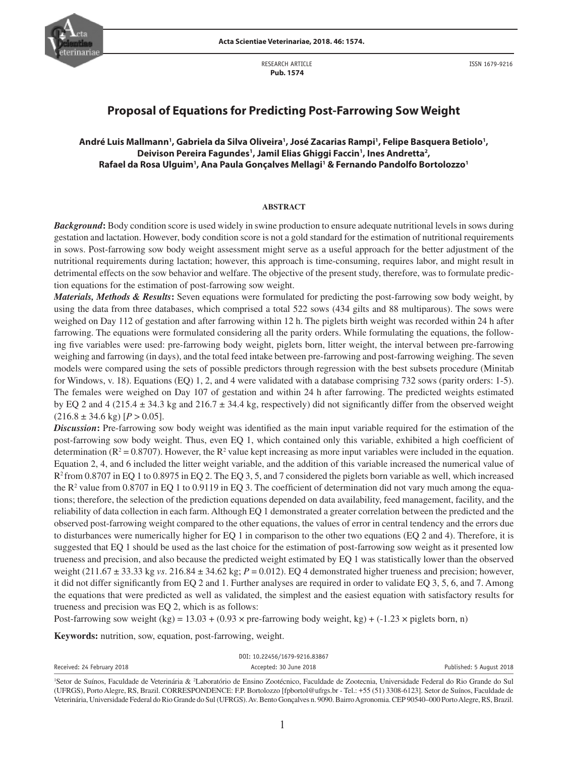RESEARCH ARTICLE
**Pub. 1574**

ISSN 1679-9216

# Proposal of Equations for Predicting Post-Farrowing Sow Weight

**André Luis Mallmann[1], Gabriela da Silva Oliveira[1], José Zacarias Rampi[1], Felipe Basquera Betiolo[1], Deivison Pereira Fagundes[1], Jamil Elias Ghiggi Faccin[1], Ines Andretta[2], Rafael da Rosa Ulguim[1], Ana Paula Gonçalves Mellagi[1] & Fernando Pandolfo Bortolozzo[1]**

## ABSTRACT

***Background*:** Body condition score is used widely in swine production to ensure adequate nutritional levels in sows during gestation and lactation. However, body condition score is not a gold standard for the estimation of nutritional requirements in sows. Post-farrowing sow body weight assessment might serve as a useful approach for the better adjustment of the nutritional requirements during lactation; however, this approach is time-consuming, requires labor, and might result in detrimental effects on the sow behavior and welfare. The objective of the present study, therefore, was to formulate prediction equations for the estimation of post-farrowing sow weight.

***Materials, Methods & Results*:** Seven equations were formulated for predicting the post-farrowing sow body weight, by using the data from three databases, which comprised a total 522 sows (434 gilts and 88 multiparous). The sows were weighed on Day 112 of gestation and after farrowing within 12 h. The piglets birth weight was recorded within 24 h after farrowing. The equations were formulated considering all the parity orders. While formulating the equations, the following five variables were used: pre-farrowing body weight, piglets born, litter weight, the interval between pre-farrowing weighing and farrowing (in days), and the total feed intake between pre-farrowing and post-farrowing weighing. The seven models were compared using the sets of possible predictors through regression with the best subsets procedure (Minitab for Windows, v. 18). Equations (EQ) 1, 2, and 4 were validated with a database comprising 732 sows (parity orders: 1-5). The females were weighed on Day 107 of gestation and within 24 h after farrowing. The predicted weights estimated by EQ 2 and 4 (215.4 ± 34.3 kg and 216.7 ± 34.4 kg, respectively) did not significantly differ from the observed weight (216.8 ± 34.6 kg) [$P > 0.05$].

***Discussion*:** Pre-farrowing sow body weight was identified as the main input variable required for the estimation of the post-farrowing sow body weight. Thus, even EQ 1, which contained only this variable, exhibited a high coefficient of determination ($R^2 = 0.8707$). However, the $R^2$ value kept increasing as more input variables were included in the equation. Equation 2, 4, and 6 included the litter weight variable, and the addition of this variable increased the numerical value of $R^2$ from 0.8707 in EQ 1 to 0.8975 in EQ 2. The EQ 3, 5, and 7 considered the piglets born variable as well, which increased the $R^2$ value from 0.8707 in EQ 1 to 0.9119 in EQ 3. The coefficient of determination did not vary much among the equations; therefore, the selection of the prediction equations depended on data availability, feed management, facility, and the reliability of data collection in each farm. Although EQ 1 demonstrated a greater correlation between the predicted and the observed post-farrowing weight compared to the other equations, the values of error in central tendency and the errors due to disturbances were numerically higher for EQ 1 in comparison to the other two equations (EQ 2 and 4). Therefore, it is suggested that EQ 1 should be used as the last choice for the estimation of post-farrowing sow weight as it presented low trueness and precision, and also because the predicted weight estimated by EQ 1 was statistically lower than the observed weight (211.67 ± 33.33 kg *vs*. 216.84 ± 34.62 kg; $P = 0.012$). EQ 4 demonstrated higher trueness and precision; however, it did not differ significantly from EQ 2 and 1. Further analyses are required in order to validate EQ 3, 5, 6, and 7. Among the equations that were predicted as well as validated, the simplest and the easiest equation with satisfactory results for trueness and precision was EQ 2, which is as follows:

Post-farrowing sow weight (kg) = 13.03 + (0.93 × pre-farrowing body weight, kg) + (-1.23 × piglets born, n)

**Keywords:** nutrition, sow, equation, post-farrowing, weight.

DOI: 10.22456/1679-9216.83867

Received: 24 February 2018 | Accepted: 30 June 2018 | Published: 5 August 2018

[1]Setor de Suínos, Faculdade de Veterinária & [2]Laboratório de Ensino Zootécnico, Faculdade de Zootecnia, Universidade Federal do Rio Grande do Sul (UFRGS), Porto Alegre, RS, Brazil. CORRESPONDENCE: F.P. Bortolozzo [fpbortol@ufrgs.br - Tel.: +55 (51) 3308-6123]. Setor de Suínos, Faculdade de Veterinária, Universidade Federal do Rio Grande do Sul (UFRGS). Av. Bento Gonçalves n. 9090. Bairro Agronomia. CEP 90540–000 Porto Alegre, RS, Brazil.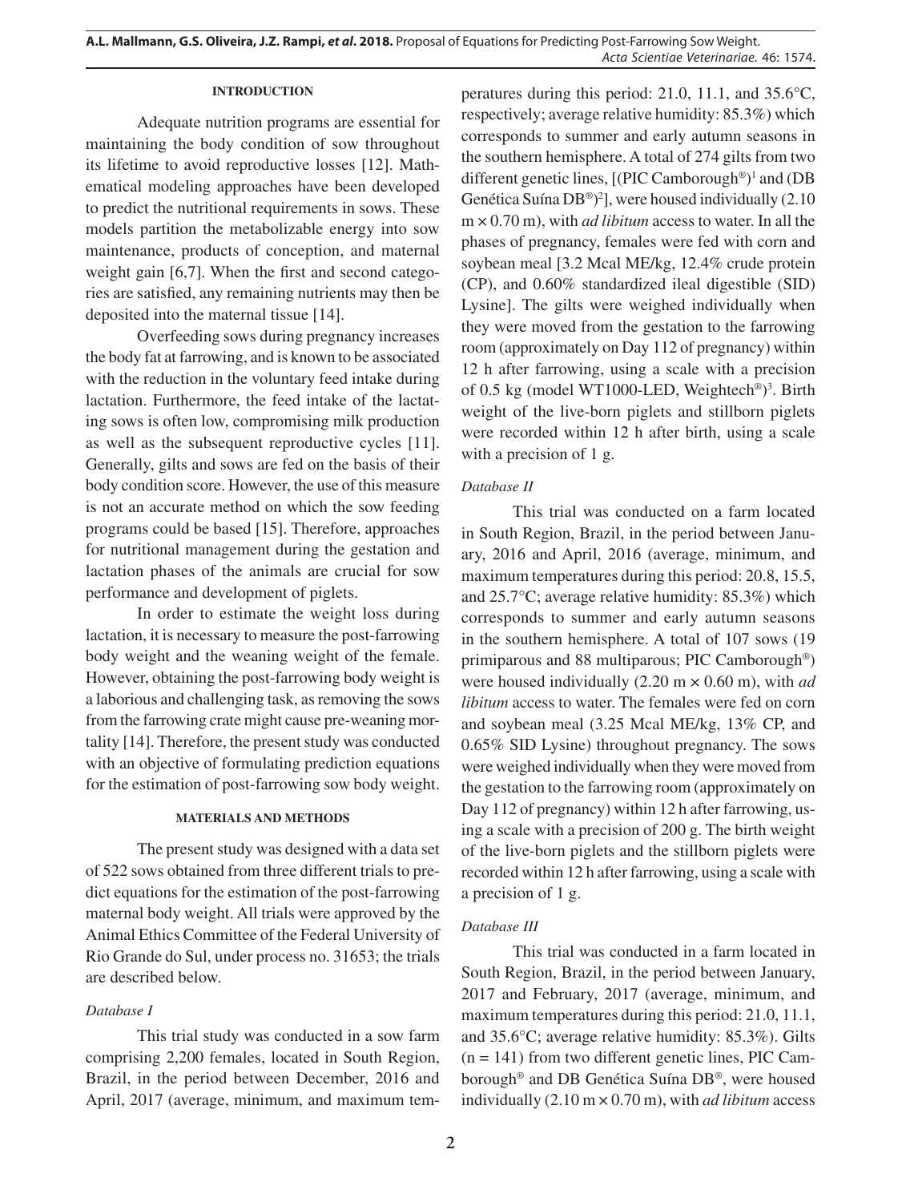## INTRODUCTION

Adequate nutrition programs are essential for maintaining the body condition of sow throughout its lifetime to avoid reproductive losses [12]. Mathematical modeling approaches have been developed to predict the nutritional requirements in sows. These models partition the metabolizable energy into sow maintenance, products of conception, and maternal weight gain [6,7]. When the first and second categories are satisfied, any remaining nutrients may then be deposited into the maternal tissue [14].

Overfeeding sows during pregnancy increases the body fat at farrowing, and is known to be associated with the reduction in the voluntary feed intake during lactation. Furthermore, the feed intake of the lactating sows is often low, compromising milk production as well as the subsequent reproductive cycles [11]. Generally, gilts and sows are fed on the basis of their body condition score. However, the use of this measure is not an accurate method on which the sow feeding programs could be based [15]. Therefore, approaches for nutritional management during the gestation and lactation phases of the animals are crucial for sow performance and development of piglets.

In order to estimate the weight loss during lactation, it is necessary to measure the post-farrowing body weight and the weaning weight of the female. However, obtaining the post-farrowing body weight is a laborious and challenging task, as removing the sows from the farrowing crate might cause pre-weaning mortality [14]. Therefore, the present study was conducted with an objective of formulating prediction equations for the estimation of post-farrowing sow body weight.

## MATERIALS AND METHODS

The present study was designed with a data set of 522 sows obtained from three different trials to predict equations for the estimation of the post-farrowing maternal body weight. All trials were approved by the Animal Ethics Committee of the Federal University of Rio Grande do Sul, under process no. 31653; the trials are described below.

### *Database I*

This trial study was conducted in a sow farm comprising 2,200 females, located in South Region, Brazil, in the period between December, 2016 and April, 2017 (average, minimum, and maximum temperatures during this period: 21.0, 11.1, and 35.6°C, respectively; average relative humidity: 85.3%) which corresponds to summer and early autumn seasons in the southern hemisphere. A total of 274 gilts from two different genetic lines, [(PIC Camborough®)[1] and (DB Genética Suína DB®)[2]], were housed individually (2.10 m × 0.70 m), with *ad libitum* access to water. In all the phases of pregnancy, females were fed with corn and soybean meal [3.2 Mcal ME/kg, 12.4% crude protein (CP), and 0.60% standardized ileal digestible (SID) Lysine]. The gilts were weighed individually when they were moved from the gestation to the farrowing room (approximately on Day 112 of pregnancy) within 12 h after farrowing, using a scale with a precision of 0.5 kg (model WT1000-LED, Weightech®)[3]. Birth weight of the live-born piglets and stillborn piglets were recorded within 12 h after birth, using a scale with a precision of 1 g.

### *Database II*

This trial was conducted on a farm located in South Region, Brazil, in the period between January, 2016 and April, 2016 (average, minimum, and maximum temperatures during this period: 20.8, 15.5, and 25.7°C; average relative humidity: 85.3%) which corresponds to summer and early autumn seasons in the southern hemisphere. A total of 107 sows (19 primiparous and 88 multiparous; PIC Camborough®) were housed individually (2.20 m × 0.60 m), with *ad libitum* access to water. The females were fed on corn and soybean meal (3.25 Mcal ME/kg, 13% CP, and 0.65% SID Lysine) throughout pregnancy. The sows were weighed individually when they were moved from the gestation to the farrowing room (approximately on Day 112 of pregnancy) within 12 h after farrowing, using a scale with a precision of 200 g. The birth weight of the live-born piglets and the stillborn piglets were recorded within 12 h after farrowing, using a scale with a precision of 1 g.

### *Database III*

This trial was conducted in a farm located in South Region, Brazil, in the period between January, 2017 and February, 2017 (average, minimum, and maximum temperatures during this period: 21.0, 11.1, and 35.6°C; average relative humidity: 85.3%). Gilts (n = 141) from two different genetic lines, PIC Camborough® and DB Genética Suína DB®, were housed individually (2.10 m × 0.70 m), with *ad libitum* access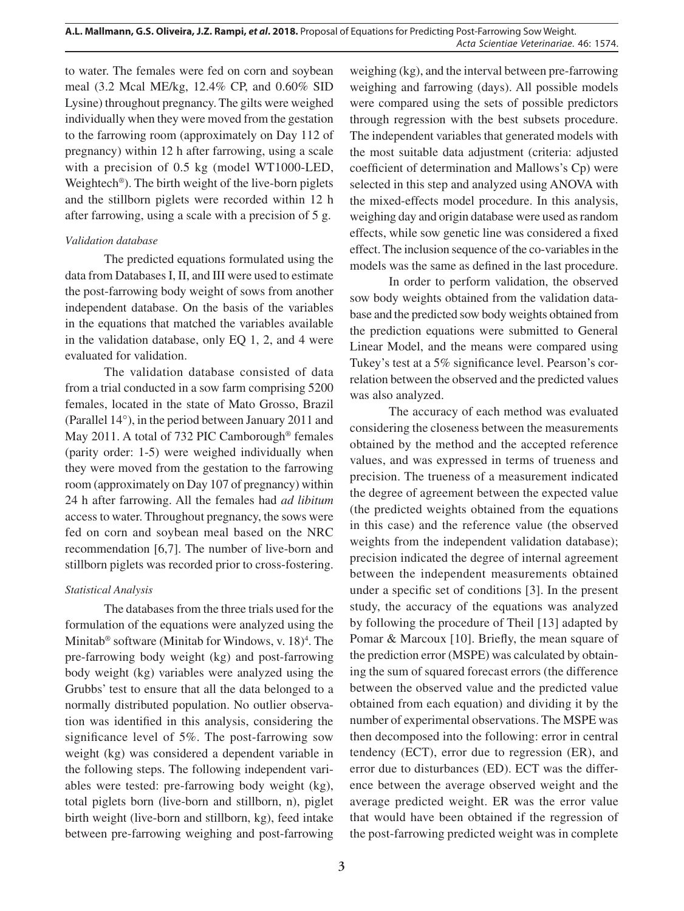to water. The females were fed on corn and soybean meal (3.2 Mcal ME/kg, 12.4% CP, and 0.60% SID Lysine) throughout pregnancy. The gilts were weighed individually when they were moved from the gestation to the farrowing room (approximately on Day 112 of pregnancy) within 12 h after farrowing, using a scale with a precision of 0.5 kg (model WT1000-LED, Weightech®). The birth weight of the live-born piglets and the stillborn piglets were recorded within 12 h after farrowing, using a scale with a precision of 5 g.

*Validation database*

The predicted equations formulated using the data from Databases I, II, and III were used to estimate the post-farrowing body weight of sows from another independent database. On the basis of the variables in the equations that matched the variables available in the validation database, only EQ 1, 2, and 4 were evaluated for validation.

The validation database consisted of data from a trial conducted in a sow farm comprising 5200 females, located in the state of Mato Grosso, Brazil (Parallel 14°), in the period between January 2011 and May 2011. A total of 732 PIC Camborough® females (parity order: 1-5) were weighed individually when they were moved from the gestation to the farrowing room (approximately on Day 107 of pregnancy) within 24 h after farrowing. All the females had *ad libitum* access to water. Throughout pregnancy, the sows were fed on corn and soybean meal based on the NRC recommendation [6,7]. The number of live-born and stillborn piglets was recorded prior to cross-fostering.

*Statistical Analysis*

The databases from the three trials used for the formulation of the equations were analyzed using the Minitab® software (Minitab for Windows, v. 18)[4]. The pre-farrowing body weight (kg) and post-farrowing body weight (kg) variables were analyzed using the Grubbs' test to ensure that all the data belonged to a normally distributed population. No outlier observation was identified in this analysis, considering the significance level of 5%. The post-farrowing sow weight (kg) was considered a dependent variable in the following steps. The following independent variables were tested: pre-farrowing body weight (kg), total piglets born (live-born and stillborn, n), piglet birth weight (live-born and stillborn, kg), feed intake between pre-farrowing weighing and post-farrowing weighing (kg), and the interval between pre-farrowing weighing and farrowing (days). All possible models were compared using the sets of possible predictors through regression with the best subsets procedure. The independent variables that generated models with the most suitable data adjustment (criteria: adjusted coefficient of determination and Mallows's Cp) were selected in this step and analyzed using ANOVA with the mixed-effects model procedure. In this analysis, weighing day and origin database were used as random effects, while sow genetic line was considered a fixed effect. The inclusion sequence of the co-variables in the models was the same as defined in the last procedure.

In order to perform validation, the observed sow body weights obtained from the validation database and the predicted sow body weights obtained from the prediction equations were submitted to General Linear Model, and the means were compared using Tukey's test at a 5% significance level. Pearson's correlation between the observed and the predicted values was also analyzed.

The accuracy of each method was evaluated considering the closeness between the measurements obtained by the method and the accepted reference values, and was expressed in terms of trueness and precision. The trueness of a measurement indicated the degree of agreement between the expected value (the predicted weights obtained from the equations in this case) and the reference value (the observed weights from the independent validation database); precision indicated the degree of internal agreement between the independent measurements obtained under a specific set of conditions [3]. In the present study, the accuracy of the equations was analyzed by following the procedure of Theil [13] adapted by Pomar & Marcoux [10]. Briefly, the mean square of the prediction error (MSPE) was calculated by obtaining the sum of squared forecast errors (the difference between the observed value and the predicted value obtained from each equation) and dividing it by the number of experimental observations. The MSPE was then decomposed into the following: error in central tendency (ECT), error due to regression (ER), and error due to disturbances (ED). ECT was the difference between the average observed weight and the average predicted weight. ER was the error value that would have been obtained if the regression of the post-farrowing predicted weight was in complete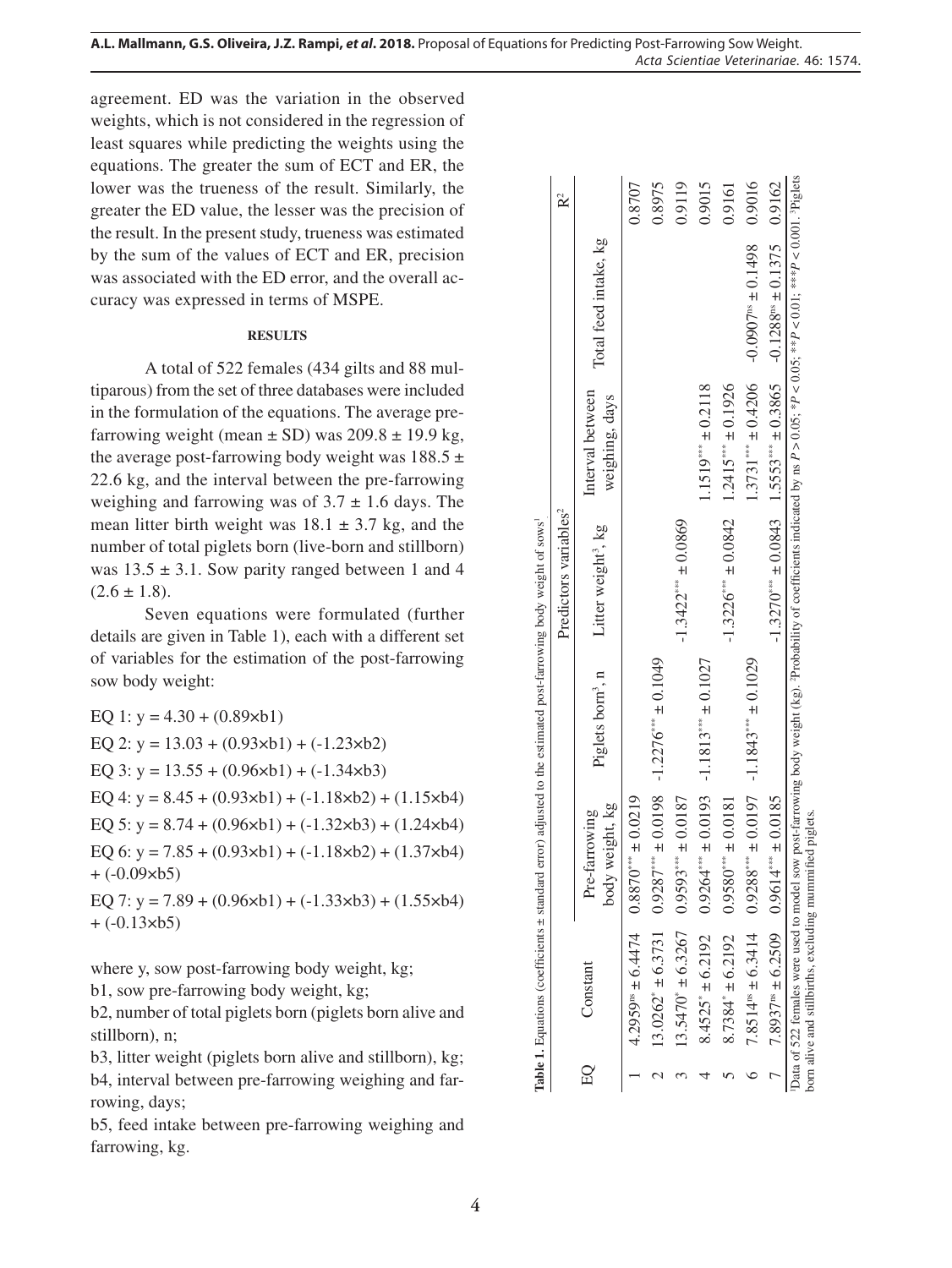agreement. ED was the variation in the observed weights, which is not considered in the regression of least squares while predicting the weights using the equations. The greater the sum of ECT and ER, the lower was the trueness of the result. Similarly, the greater the ED value, the lesser was the precision of the result. In the present study, trueness was estimated by the sum of the values of ECT and ER, precision was associated with the ED error, and the overall accuracy was expressed in terms of MSPE.

## RESULTS

A total of 522 females (434 gilts and 88 multiparous) from the set of three databases were included in the formulation of the equations. The average pre-farrowing weight (mean ± SD) was 209.8 ± 19.9 kg, the average post-farrowing body weight was 188.5 ± 22.6 kg, and the interval between the pre-farrowing weighing and farrowing was of 3.7 ± 1.6 days. The mean litter birth weight was 18.1 ± 3.7 kg, and the number of total piglets born (live-born and stillborn) was 13.5 ± 3.1. Sow parity ranged between 1 and 4 (2.6 ± 1.8).

Seven equations were formulated (further details are given in Table 1), each with a different set of variables for the estimation of the post-farrowing sow body weight:

EQ 1: $y = 4.30 + (0.89 \times b1)$

EQ 2: $y = 13.03 + (0.93 \times b1) + (-1.23 \times b2)$

EQ 3: $y = 13.55 + (0.96 \times b1) + (-1.34 \times b3)$

EQ 4: $y = 8.45 + (0.93 \times b1) + (-1.18 \times b2) + (1.15 \times b4)$

EQ 5: $y = 8.74 + (0.96 \times b1) + (-1.32 \times b3) + (1.24 \times b4)$

EQ 6: $y = 7.85 + (0.93 \times b1) + (-1.18 \times b2) + (1.37 \times b4) + (-0.09 \times b5)$

EQ 7: $y = 7.89 + (0.96 \times b1) + (-1.33 \times b3) + (1.55 \times b4) + (-0.13 \times b5)$

where y, sow post-farrowing body weight, kg;

b1, sow pre-farrowing body weight, kg;

b2, number of total piglets born (piglets born alive and stillborn), n;

b3, litter weight (piglets born alive and stillborn), kg;

b4, interval between pre-farrowing weighing and farrowing, days;

b5, feed intake between pre-farrowing weighing and farrowing, kg.

**Table 1.** Equations (coefficients ± standard error) adjusted to the estimated post-farrowing body weight of sows[1].

| EQ | Constant | Predictors variables[2] | | | | | $R^2$ |
|---|---|---|---|---|---|---|---|
| | | Pre-farrowing body weight, kg | Piglets born[3], n | Litter weight[3], kg | Interval between weighing, days | Total feed intake, kg | |
| 1 | $4.2959^{ns} \pm 6.4474$ | $0.8870^{***} \pm 0.0219$ | | | | | 0.8707 |
| 2 | $13.0262^{*} \pm 6.3731$ | $0.9287^{***} \pm 0.0198$ | $-1.2276^{***} \pm 0.1049$ | | | | 0.8975 |
| 3 | $13.5470^{*} \pm 6.3267$ | $0.9593^{***} \pm 0.0187$ | | $-1.3422^{***} \pm 0.0869$ | | | 0.9119 |
| 4 | $8.4525^{*} \pm 6.2192$ | $0.9264^{***} \pm 0.0193$ | $-1.1813^{***} \pm 0.1027$ | | $1.1519^{***} \pm 0.2118$ | | 0.9015 |
| 5 | $8.7384^{*} \pm 6.2192$ | $0.9580^{***} \pm 0.0181$ | | $-1.3226^{***} \pm 0.0842$ | $1.2415^{***} \pm 0.1926$ | | 0.9161 |
| 6 | $7.8514^{ns} \pm 6.3414$ | $0.9288^{***} \pm 0.0197$ | $-1.1843^{***} \pm 0.1029$ | | $1.3731^{***} \pm 0.4206$ | $-0.0907^{ns} \pm 0.1498$ | 0.9016 |
| 7 | $7.8937^{ns} \pm 6.2509$ | $0.9614^{***} \pm 0.0185$ | | $-1.3270^{***} \pm 0.0843$ | $1.5553^{***} \pm 0.3865$ | $-0.1288^{ns} \pm 0.1375$ | 0.9162 |

[1]Data of 522 females were used to model sow post-farrowing body weight (kg). [2]Probability of coefficients indicated by ns $P > 0.05$; $^{*}P < 0.05$; $^{**}P < 0.01$; $^{***}P < 0.001$. [3]Piglets born alive and stillbirths, excluding mummified piglets.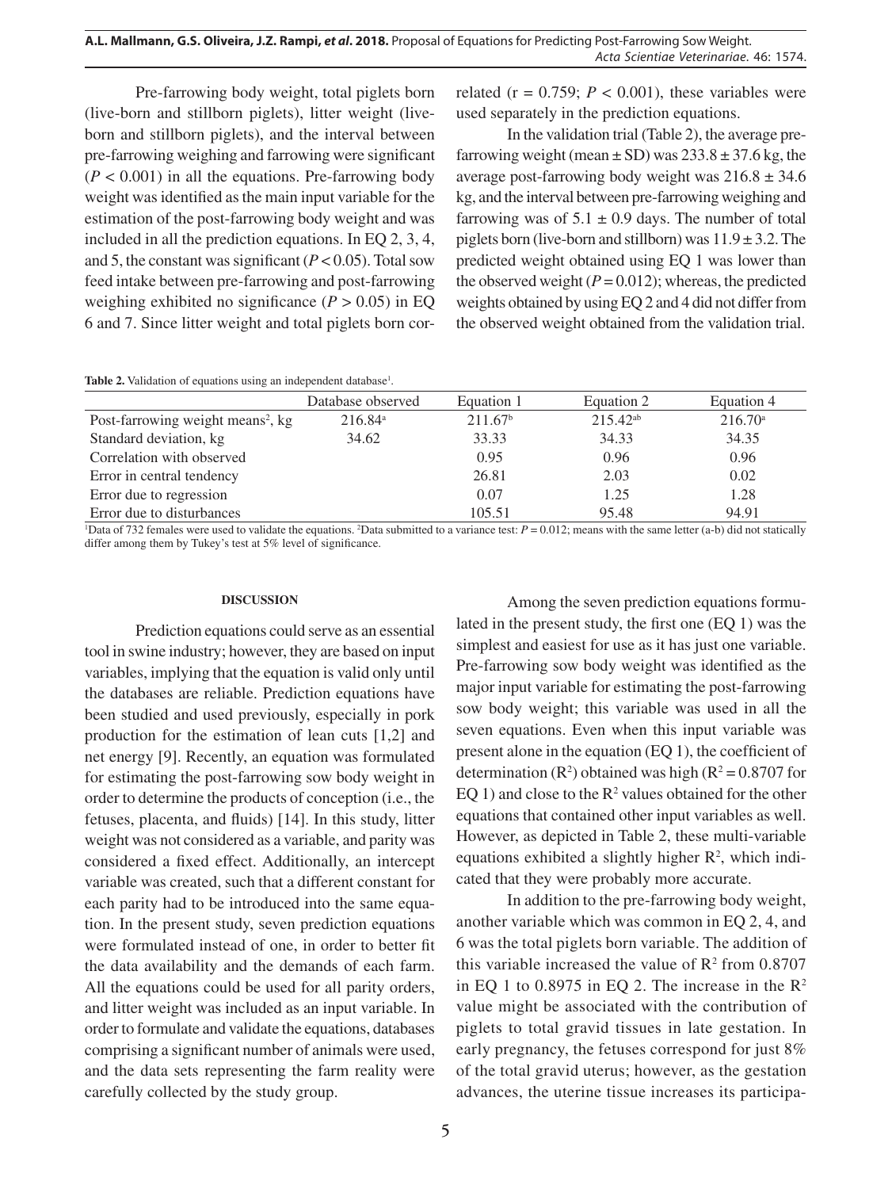Pre-farrowing body weight, total piglets born (live-born and stillborn piglets), litter weight (live-born and stillborn piglets), and the interval between pre-farrowing weighing and farrowing were significant ($P < 0.001$) in all the equations. Pre-farrowing body weight was identified as the main input variable for the estimation of the post-farrowing body weight and was included in all the prediction equations. In EQ 2, 3, 4, and 5, the constant was significant ($P < 0.05$). Total sow feed intake between pre-farrowing and post-farrowing weighing exhibited no significance ($P > 0.05$) in EQ 6 and 7. Since litter weight and total piglets born correlated ($r = 0.759$; $P < 0.001$), these variables were used separately in the prediction equations.

In the validation trial (Table 2), the average pre-farrowing weight (mean ± SD) was 233.8 ± 37.6 kg, the average post-farrowing body weight was 216.8 ± 34.6 kg, and the interval between pre-farrowing weighing and farrowing was of 5.1 ± 0.9 days. The number of total piglets born (live-born and stillborn) was 11.9 ± 3.2. The predicted weight obtained using EQ 1 was lower than the observed weight ($P = 0.012$); whereas, the predicted weights obtained by using EQ 2 and 4 did not differ from the observed weight obtained from the validation trial.

**Table 2.** Validation of equations using an independent database[1].

| | Database observed | Equation 1 | Equation 2 | Equation 4 |
|---|---|---|---|---|
| Post-farrowing weight means[2], kg | 216.84[a] | 211.67[b] | 215.42[ab] | 216.70[a] |
| Standard deviation, kg | 34.62 | 33.33 | 34.33 | 34.35 |
| Correlation with observed | | 0.95 | 0.96 | 0.96 |
| Error in central tendency | | 26.81 | 2.03 | 0.02 |
| Error due to regression | | 0.07 | 1.25 | 1.28 |
| Error due to disturbances | | 105.51 | 95.48 | 94.91 |

[1]Data of 732 females were used to validate the equations. [2]Data submitted to a variance test: $P = 0.012$; means with the same letter (a-b) did not statically differ among them by Tukey's test at 5% level of significance.

## DISCUSSION

Prediction equations could serve as an essential tool in swine industry; however, they are based on input variables, implying that the equation is valid only until the databases are reliable. Prediction equations have been studied and used previously, especially in pork production for the estimation of lean cuts [1,2] and net energy [9]. Recently, an equation was formulated for estimating the post-farrowing sow body weight in order to determine the products of conception (i.e., the fetuses, placenta, and fluids) [14]. In this study, litter weight was not considered as a variable, and parity was considered a fixed effect. Additionally, an intercept variable was created, such that a different constant for each parity had to be introduced into the same equation. In the present study, seven prediction equations were formulated instead of one, in order to better fit the data availability and the demands of each farm. All the equations could be used for all parity orders, and litter weight was included as an input variable. In order to formulate and validate the equations, databases comprising a significant number of animals were used, and the data sets representing the farm reality were carefully collected by the study group.

Among the seven prediction equations formulated in the present study, the first one (EQ 1) was the simplest and easiest for use as it has just one variable. Pre-farrowing sow body weight was identified as the major input variable for estimating the post-farrowing sow body weight; this variable was used in all the seven equations. Even when this input variable was present alone in the equation (EQ 1), the coefficient of determination ($R^2$) obtained was high ($R^2 = 0.8707$ for EQ 1) and close to the $R^2$ values obtained for the other equations that contained other input variables as well. However, as depicted in Table 2, these multi-variable equations exhibited a slightly higher $R^2$, which indicated that they were probably more accurate.

In addition to the pre-farrowing body weight, another variable which was common in EQ 2, 4, and 6 was the total piglets born variable. The addition of this variable increased the value of $R^2$ from 0.8707 in EQ 1 to 0.8975 in EQ 2. The increase in the $R^2$ value might be associated with the contribution of piglets to total gravid tissues in late gestation. In early pregnancy, the fetuses correspond for just 8% of the total gravid uterus; however, as the gestation advances, the uterine tissue increases its participa-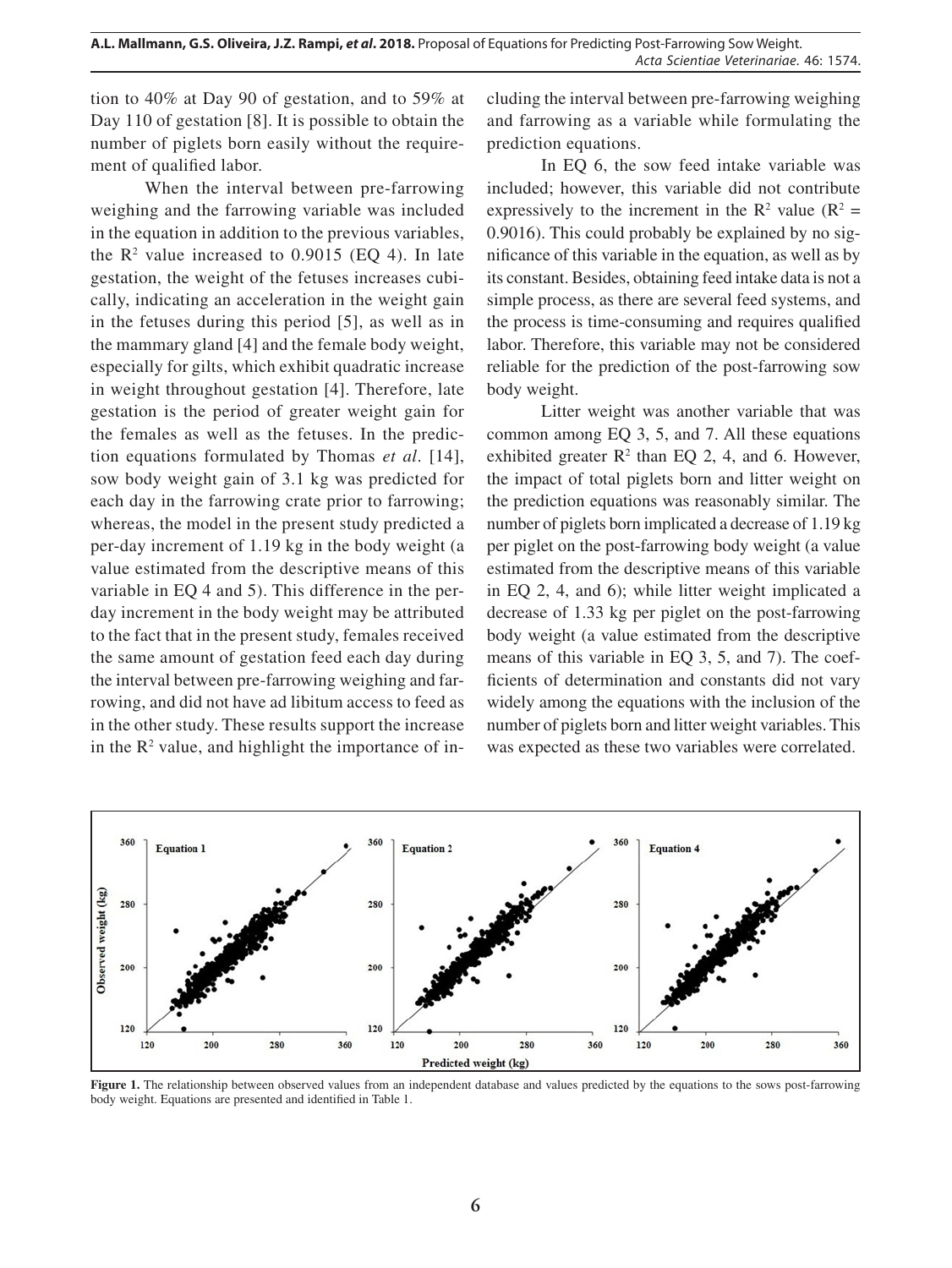tion to 40% at Day 90 of gestation, and to 59% at Day 110 of gestation [8]. It is possible to obtain the number of piglets born easily without the requirement of qualified labor.

When the interval between pre-farrowing weighing and the farrowing variable was included in the equation in addition to the previous variables, the $R^2$ value increased to 0.9015 (EQ 4). In late gestation, the weight of the fetuses increases cubically, indicating an acceleration in the weight gain in the fetuses during this period [5], as well as in the mammary gland [4] and the female body weight, especially for gilts, which exhibit quadratic increase in weight throughout gestation [4]. Therefore, late gestation is the period of greater weight gain for the females as well as the fetuses. In the prediction equations formulated by Thomas *et al*. [14], sow body weight gain of 3.1 kg was predicted for each day in the farrowing crate prior to farrowing; whereas, the model in the present study predicted a per-day increment of 1.19 kg in the body weight (a value estimated from the descriptive means of this variable in EQ 4 and 5). This difference in the per-day increment in the body weight may be attributed to the fact that in the present study, females received the same amount of gestation feed each day during the interval between pre-farrowing weighing and farrowing, and did not have ad libitum access to feed as in the other study. These results support the increase in the $R^2$ value, and highlight the importance of including the interval between pre-farrowing weighing and farrowing as a variable while formulating the prediction equations.

In EQ 6, the sow feed intake variable was included; however, this variable did not contribute expressively to the increment in the $R^2$ value ($R^2$ = 0.9016). This could probably be explained by no significance of this variable in the equation, as well as by its constant. Besides, obtaining feed intake data is not a simple process, as there are several feed systems, and the process is time-consuming and requires qualified labor. Therefore, this variable may not be considered reliable for the prediction of the post-farrowing sow body weight.

Litter weight was another variable that was common among EQ 3, 5, and 7. All these equations exhibited greater $R^2$ than EQ 2, 4, and 6. However, the impact of total piglets born and litter weight on the prediction equations was reasonably similar. The number of piglets born implicated a decrease of 1.19 kg per piglet on the post-farrowing body weight (a value estimated from the descriptive means of this variable in EQ 2, 4, and 6); while litter weight implicated a decrease of 1.33 kg per piglet on the post-farrowing body weight (a value estimated from the descriptive means of this variable in EQ 3, 5, and 7). The coefficients of determination and constants did not vary widely among the equations with the inclusion of the number of piglets born and litter weight variables. This was expected as these two variables were correlated.

**Figure 1.** The relationship between observed values from an independent database and values predicted by the equations to the sows post-farrowing body weight. Equations are presented and identified in Table 1.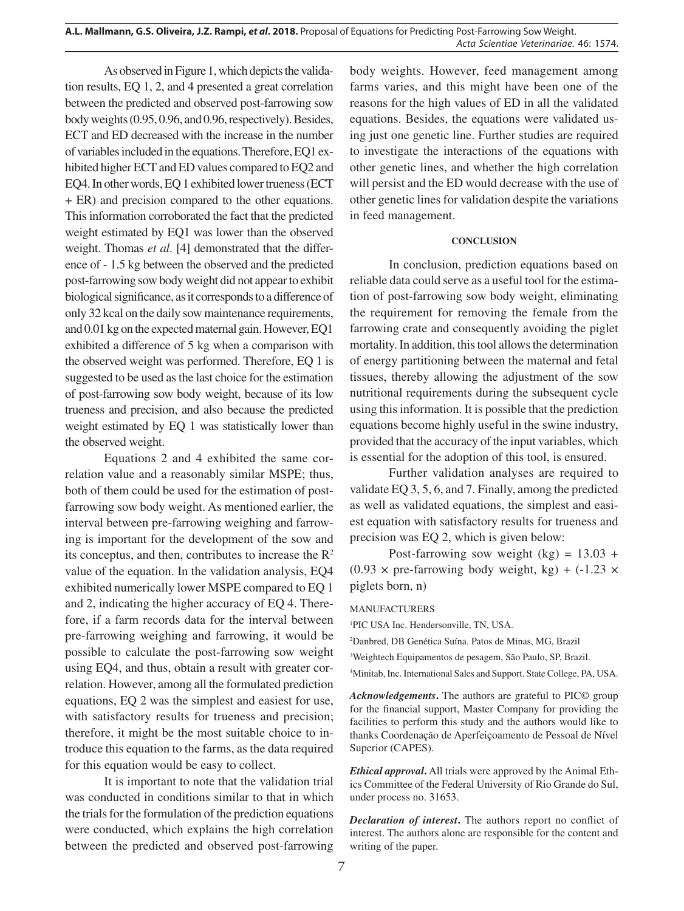As observed in Figure 1, which depicts the validation results, EQ 1, 2, and 4 presented a great correlation between the predicted and observed post-farrowing sow body weights (0.95, 0.96, and 0.96, respectively). Besides, ECT and ED decreased with the increase in the number of variables included in the equations. Therefore, EQ1 exhibited higher ECT and ED values compared to EQ2 and EQ4. In other words, EQ 1 exhibited lower trueness (ECT + ER) and precision compared to the other equations. This information corroborated the fact that the predicted weight estimated by EQ1 was lower than the observed weight. Thomas *et al*. [4] demonstrated that the difference of - 1.5 kg between the observed and the predicted post-farrowing sow body weight did not appear to exhibit biological significance, as it corresponds to a difference of only 32 kcal on the daily sow maintenance requirements, and 0.01 kg on the expected maternal gain. However, EQ1 exhibited a difference of 5 kg when a comparison with the observed weight was performed. Therefore, EQ 1 is suggested to be used as the last choice for the estimation of post-farrowing sow body weight, because of its low trueness and precision, and also because the predicted weight estimated by EQ 1 was statistically lower than the observed weight.

Equations 2 and 4 exhibited the same correlation value and a reasonably similar MSPE; thus, both of them could be used for the estimation of post-farrowing sow body weight. As mentioned earlier, the interval between pre-farrowing weighing and farrowing is important for the development of the sow and its conceptus, and then, contributes to increase the $R^2$ value of the equation. In the validation analysis, EQ4 exhibited numerically lower MSPE compared to EQ 1 and 2, indicating the higher accuracy of EQ 4. Therefore, if a farm records data for the interval between pre-farrowing weighing and farrowing, it would be possible to calculate the post-farrowing sow weight using EQ4, and thus, obtain a result with greater correlation. However, among all the formulated prediction equations, EQ 2 was the simplest and easiest for use, with satisfactory results for trueness and precision; therefore, it might be the most suitable choice to introduce this equation to the farms, as the data required for this equation would be easy to collect.

It is important to note that the validation trial was conducted in conditions similar to that in which the trials for the formulation of the prediction equations were conducted, which explains the high correlation between the predicted and observed post-farrowing body weights. However, feed management among farms varies, and this might have been one of the reasons for the high values of ED in all the validated equations. Besides, the equations were validated using just one genetic line. Further studies are required to investigate the interactions of the equations with other genetic lines, and whether the high correlation will persist and the ED would decrease with the use of other genetic lines for validation despite the variations in feed management.

## CONCLUSION

In conclusion, prediction equations based on reliable data could serve as a useful tool for the estimation of post-farrowing sow body weight, eliminating the requirement for removing the female from the farrowing crate and consequently avoiding the piglet mortality. In addition, this tool allows the determination of energy partitioning between the maternal and fetal tissues, thereby allowing the adjustment of the sow nutritional requirements during the subsequent cycle using this information. It is possible that the prediction equations become highly useful in the swine industry, provided that the accuracy of the input variables, which is essential for the adoption of this tool, is ensured.

Further validation analyses are required to validate EQ 3, 5, 6, and 7. Finally, among the predicted as well as validated equations, the simplest and easiest equation with satisfactory results for trueness and precision was EQ 2, which is given below:

Post-farrowing sow weight (kg) = 13.03 + (0.93 × pre-farrowing body weight, kg) + (-1.23 × piglets born, n)

MANUFACTURERS

[1]PIC USA Inc. Hendersonville, TN, USA.

[2]Danbred, DB Genética Suína. Patos de Minas, MG, Brazil

[3]Weightech Equipamentos de pesagem, São Paulo, SP, Brazil.

[4]Minitab, Inc. International Sales and Support. State College, PA, USA.

***Acknowledgements*.** The authors are grateful to PIC© group for the financial support, Master Company for providing the facilities to perform this study and the authors would like to thanks Coordenação de Aperfeiçoamento de Pessoal de Nível Superior (CAPES).

***Ethical approval*.** All trials were approved by the Animal Ethics Committee of the Federal University of Rio Grande do Sul, under process no. 31653.

***Declaration of interest*.** The authors report no conflict of interest. The authors alone are responsible for the content and writing of the paper.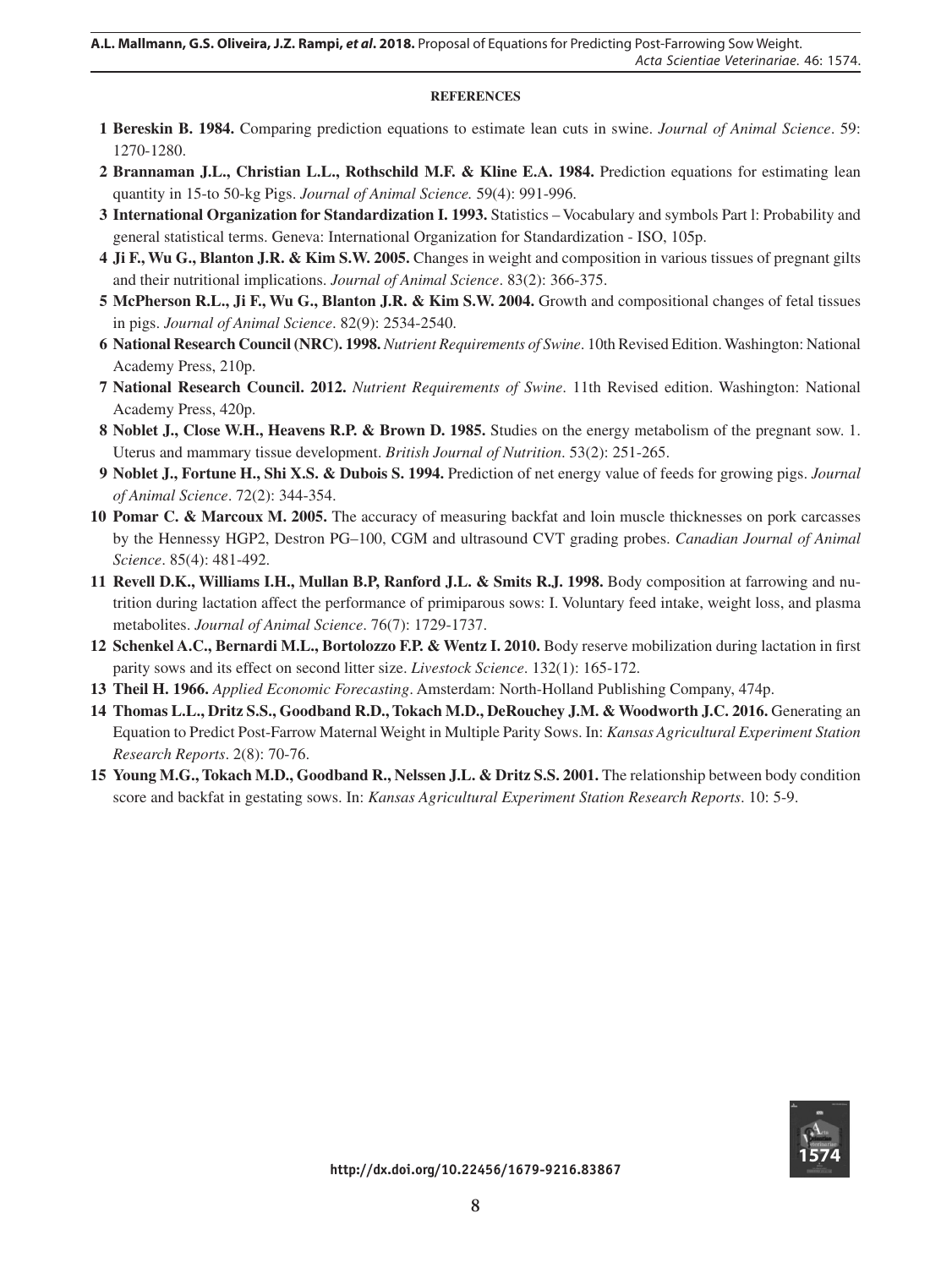**REFERENCES**

1 **Bereskin B. 1984.** Comparing prediction equations to estimate lean cuts in swine. *Journal of Animal Science*. 59: 1270-1280.

2 **Brannaman J.L., Christian L.L., Rothschild M.F. & Kline E.A. 1984.** Prediction equations for estimating lean quantity in 15-to 50-kg Pigs. *Journal of Animal Science.* 59(4): 991-996.

3 **International Organization for Standardization I. 1993.** Statistics – Vocabulary and symbols Part l: Probability and general statistical terms. Geneva: International Organization for Standardization - ISO, 105p.

4 **Ji F., Wu G., Blanton J.R. & Kim S.W. 2005.** Changes in weight and composition in various tissues of pregnant gilts and their nutritional implications. *Journal of Animal Science*. 83(2): 366-375.

5 **McPherson R.L., Ji F., Wu G., Blanton J.R. & Kim S.W. 2004.** Growth and compositional changes of fetal tissues in pigs. *Journal of Animal Science*. 82(9): 2534-2540.

6 **National Research Council (NRC). 1998.** *Nutrient Requirements of Swine*. 10th Revised Edition. Washington: National Academy Press, 210p.

7 **National Research Council. 2012.** *Nutrient Requirements of Swine*. 11th Revised edition. Washington: National Academy Press, 420p.

8 **Noblet J., Close W.H., Heavens R.P. & Brown D. 1985.** Studies on the energy metabolism of the pregnant sow. 1. Uterus and mammary tissue development. *British Journal of Nutrition*. 53(2): 251-265.

9 **Noblet J., Fortune H., Shi X.S. & Dubois S. 1994.** Prediction of net energy value of feeds for growing pigs. *Journal of Animal Science*. 72(2): 344-354.

10 **Pomar C. & Marcoux M. 2005.** The accuracy of measuring backfat and loin muscle thicknesses on pork carcasses by the Hennessy HGP2, Destron PG–100, CGM and ultrasound CVT grading probes. *Canadian Journal of Animal Science*. 85(4): 481-492.

11 **Revell D.K., Williams I.H., Mullan B.P, Ranford J.L. & Smits R.J. 1998.** Body composition at farrowing and nutrition during lactation affect the performance of primiparous sows: I. Voluntary feed intake, weight loss, and plasma metabolites. *Journal of Animal Science*. 76(7): 1729-1737.

12 **Schenkel A.C., Bernardi M.L., Bortolozzo F.P. & Wentz I. 2010.** Body reserve mobilization during lactation in first parity sows and its effect on second litter size. *Livestock Science*. 132(1): 165-172.

13 **Theil H. 1966.** *Applied Economic Forecasting*. Amsterdam: North-Holland Publishing Company, 474p.

14 **Thomas L.L., Dritz S.S., Goodband R.D., Tokach M.D., DeRouchey J.M. & Woodworth J.C. 2016.** Generating an Equation to Predict Post-Farrow Maternal Weight in Multiple Parity Sows. In: *Kansas Agricultural Experiment Station Research Reports*. 2(8): 70-76.

15 **Young M.G., Tokach M.D., Goodband R., Nelssen J.L. & Dritz S.S. 2001.** The relationship between body condition score and backfat in gestating sows. In: *Kansas Agricultural Experiment Station Research Reports*. 10: 5-9.

http://dx.doi.org/10.22456/1679-9216.83867